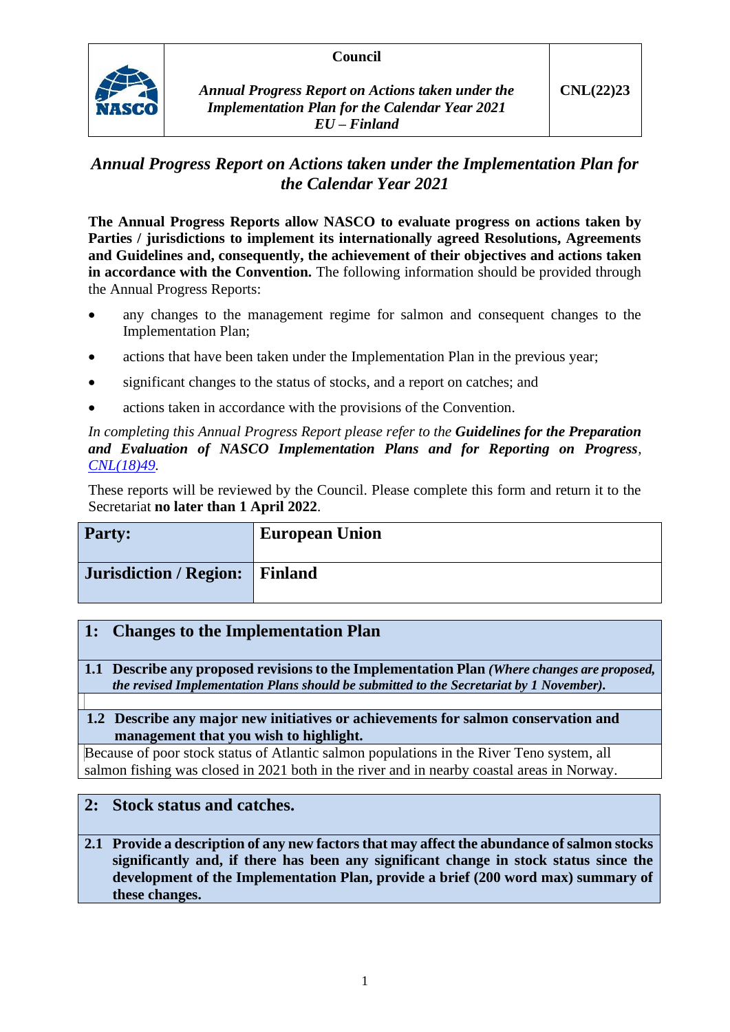| | Council | |
|---|---|---|
| NASCO | *Annual Progress Report on Actions taken under the Implementation Plan for the Calendar Year 2021 EU – Finland* | **CNL(22)23** |

# *Annual Progress Report on Actions taken under the Implementation Plan for the Calendar Year 2021*

**The Annual Progress Reports allow NASCO to evaluate progress on actions taken by Parties / jurisdictions to implement its internationally agreed Resolutions, Agreements and Guidelines and, consequently, the achievement of their objectives and actions taken in accordance with the Convention.** The following information should be provided through the Annual Progress Reports:

- any changes to the management regime for salmon and consequent changes to the Implementation Plan;
- actions that have been taken under the Implementation Plan in the previous year;
- significant changes to the status of stocks, and a report on catches; and
- actions taken in accordance with the provisions of the Convention.

*In completing this Annual Progress Report please refer to the* ***Guidelines for the Preparation and Evaluation of NASCO Implementation Plans and for Reporting on Progress****, CNL(18)49.*

These reports will be reviewed by the Council. Please complete this form and return it to the Secretariat **no later than 1 April 2022**.

| **Party:** | **European Union** |
|---|---|
| **Jurisdiction / Region:** | **Finland** |

## 1: Changes to the Implementation Plan

**1.1 Describe any proposed revisions to the Implementation Plan** ***(Where changes are proposed, the revised Implementation Plans should be submitted to the Secretariat by 1 November).***

**1.2 Describe any major new initiatives or achievements for salmon conservation and management that you wish to highlight.**

Because of poor stock status of Atlantic salmon populations in the River Teno system, all salmon fishing was closed in 2021 both in the river and in nearby coastal areas in Norway.

## 2: Stock status and catches.

**2.1 Provide a description of any new factors that may affect the abundance of salmon stocks significantly and, if there has been any significant change in stock status since the development of the Implementation Plan, provide a brief (200 word max) summary of these changes.**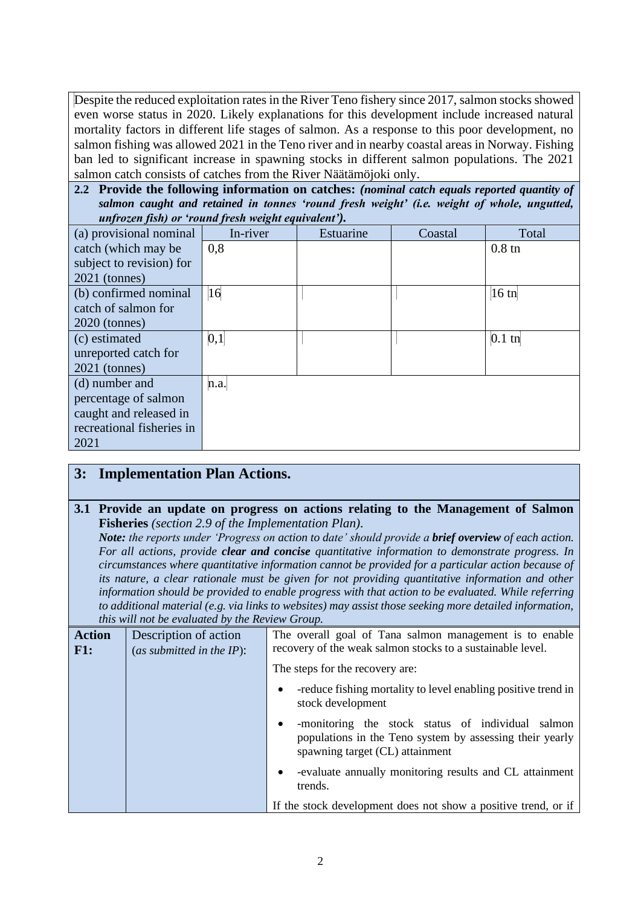Despite the reduced exploitation rates in the River Teno fishery since 2017, salmon stocks showed even worse status in 2020. Likely explanations for this development include increased natural mortality factors in different life stages of salmon. As a response to this poor development, no salmon fishing was allowed 2021 in the Teno river and in nearby coastal areas in Norway. Fishing ban led to significant increase in spawning stocks in different salmon populations. The 2021 salmon catch consists of catches from the River Näätämöjoki only.

**2.2 Provide the following information on catches:** ***(nominal catch equals reported quantity of salmon caught and retained in tonnes 'round fresh weight' (i.e. weight of whole, ungutted, unfrozen fish) or 'round fresh weight equivalent').***

| | In-river | Estuarine | Coastal | Total |
|---|---|---|---|---|
| (a) provisional nominal catch (which may be subject to revision) for 2021 (tonnes) | 0,8 | | | 0.8 tn |
| (b) confirmed nominal catch of salmon for 2020 (tonnes) | 16 | | | 16 tn |
| (c) estimated unreported catch for 2021 (tonnes) | 0,1 | | | 0.1 tn |
| (d) number and percentage of salmon caught and released in recreational fisheries in 2021 | n.a. | | | |

## 3: Implementation Plan Actions.

**3.1 Provide an update on progress on actions relating to the Management of Salmon Fisheries** *(section 2.9 of the Implementation Plan).*

***Note:*** *the reports under 'Progress on action to date' should provide a* ***brief overview*** *of each action. For all actions, provide* ***clear and concise*** *quantitative information to demonstrate progress. In circumstances where quantitative information cannot be provided for a particular action because of its nature, a clear rationale must be given for not providing quantitative information and other information should be provided to enable progress with that action to be evaluated. While referring to additional material (e.g. via links to websites) may assist those seeking more detailed information, this will not be evaluated by the Review Group.*

| **Action F1:** | Description of action (*as submitted in the IP*): | The overall goal of Tana salmon management is to enable recovery of the weak salmon stocks to a sustainable level.<br><br>The steps for the recovery are:<br><br>• -reduce fishing mortality to level enabling positive trend in stock development<br>• -monitoring the stock status of individual salmon populations in the Teno system by assessing their yearly spawning target (CL) attainment<br>• -evaluate annually monitoring results and CL attainment trends.<br><br>If the stock development does not show a positive trend, or if |
|---|---|---|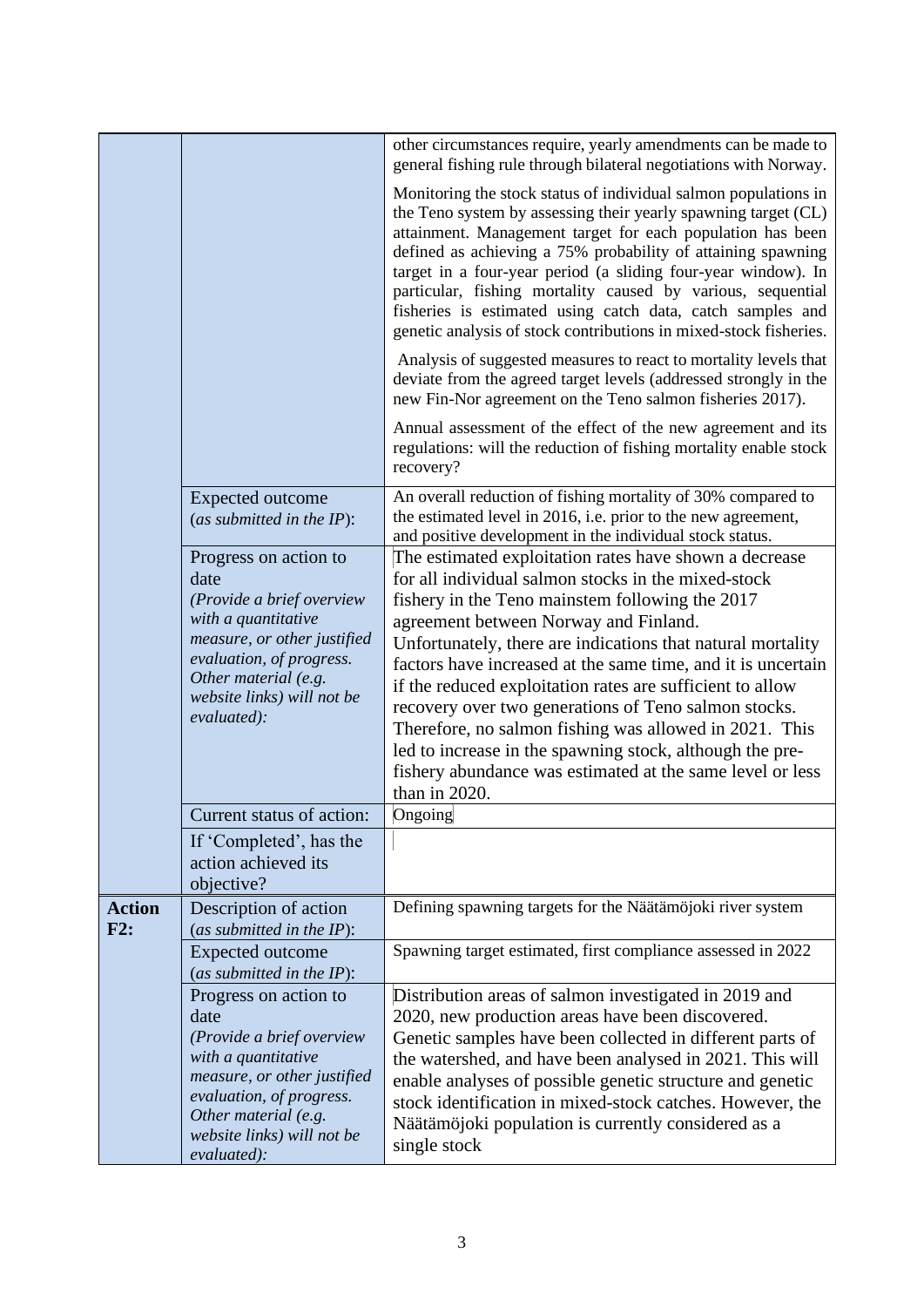| | | |
|---|---|---|
| | | other circumstances require, yearly amendments can be made to general fishing rule through bilateral negotiations with Norway.<br><br>Monitoring the stock status of individual salmon populations in the Teno system by assessing their yearly spawning target (CL) attainment. Management target for each population has been defined as achieving a 75% probability of attaining spawning target in a four-year period (a sliding four-year window). In particular, fishing mortality caused by various, sequential fisheries is estimated using catch data, catch samples and genetic analysis of stock contributions in mixed-stock fisheries.<br><br>Analysis of suggested measures to react to mortality levels that deviate from the agreed target levels (addressed strongly in the new Fin-Nor agreement on the Teno salmon fisheries 2017).<br><br>Annual assessment of the effect of the new agreement and its regulations: will the reduction of fishing mortality enable stock recovery? |
| | Expected outcome (*as submitted in the IP*): | An overall reduction of fishing mortality of 30% compared to the estimated level in 2016, i.e. prior to the new agreement, and positive development in the individual stock status. |
| | Progress on action to date *(Provide a brief overview with a quantitative measure, or other justified evaluation, of progress. Other material (e.g. website links) will not be evaluated):* | The estimated exploitation rates have shown a decrease for all individual salmon stocks in the mixed-stock fishery in the Teno mainstem following the 2017 agreement between Norway and Finland. Unfortunately, there are indications that natural mortality factors have increased at the same time, and it is uncertain if the reduced exploitation rates are sufficient to allow recovery over two generations of Teno salmon stocks. Therefore, no salmon fishing was allowed in 2021. This led to increase in the spawning stock, although the pre-fishery abundance was estimated at the same level or less than in 2020. |
| | Current status of action: | Ongoing |
| | If 'Completed', has the action achieved its objective? | |
| **Action F2:** | Description of action (*as submitted in the IP*): | Defining spawning targets for the Näätämöjoki river system |
| | Expected outcome (*as submitted in the IP*): | Spawning target estimated, first compliance assessed in 2022 |
| | Progress on action to date *(Provide a brief overview with a quantitative measure, or other justified evaluation, of progress. Other material (e.g. website links) will not be evaluated):* | Distribution areas of salmon investigated in 2019 and 2020, new production areas have been discovered. Genetic samples have been collected in different parts of the watershed, and have been analysed in 2021. This will enable analyses of possible genetic structure and genetic stock identification in mixed-stock catches. However, the Näätämöjoki population is currently considered as a single stock |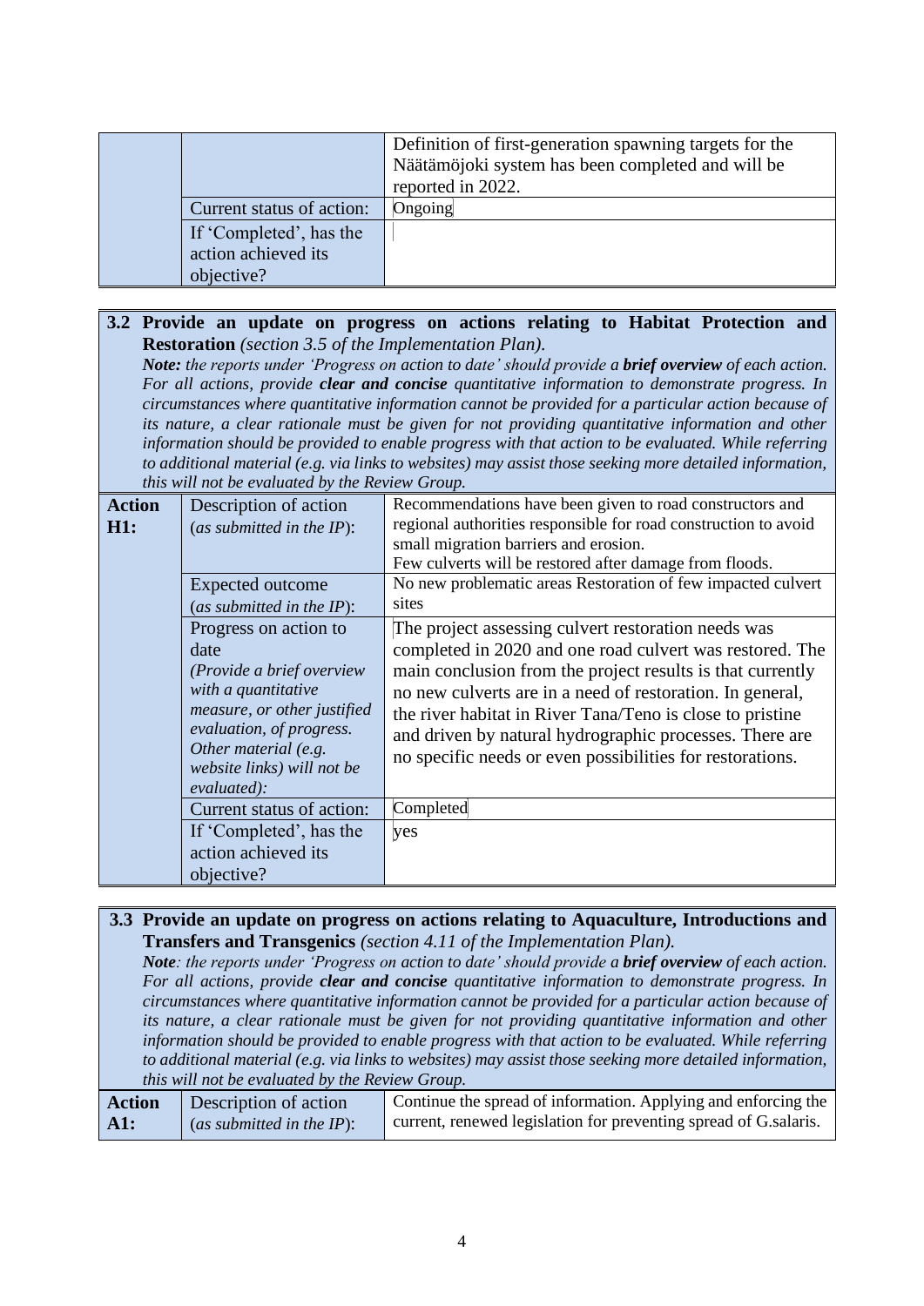| | | |
|---|---|---|
| | | Definition of first-generation spawning targets for the Näätämöjoki system has been completed and will be reported in 2022. |
| | Current status of action: | Ongoing |
| | If 'Completed', has the action achieved its objective? | |

**3.2 Provide an update on progress on actions relating to Habitat Protection and Restoration** *(section 3.5 of the Implementation Plan).*

***Note:*** *the reports under 'Progress on action to date' should provide a* ***brief overview*** *of each action. For all actions, provide* ***clear and concise*** *quantitative information to demonstrate progress. In circumstances where quantitative information cannot be provided for a particular action because of its nature, a clear rationale must be given for not providing quantitative information and other information should be provided to enable progress with that action to be evaluated. While referring to additional material (e.g. via links to websites) may assist those seeking more detailed information, this will not be evaluated by the Review Group.*

| | | |
|---|---|---|
| **Action H1:** | Description of action (*as submitted in the IP*): | Recommendations have been given to road constructors and regional authorities responsible for road construction to avoid small migration barriers and erosion.<br>Few culverts will be restored after damage from floods. |
| | Expected outcome (*as submitted in the IP*): | No new problematic areas Restoration of few impacted culvert sites |
| | Progress on action to date *(Provide a brief overview with a quantitative measure, or other justified evaluation, of progress. Other material (e.g. website links) will not be evaluated):* | The project assessing culvert restoration needs was completed in 2020 and one road culvert was restored. The main conclusion from the project results is that currently no new culverts are in a need of restoration. In general, the river habitat in River Tana/Teno is close to pristine and driven by natural hydrographic processes. There are no specific needs or even possibilities for restorations. |
| | Current status of action: | Completed |
| | If 'Completed', has the action achieved its objective? | yes |

**3.3 Provide an update on progress on actions relating to Aquaculture, Introductions and Transfers and Transgenics** *(section 4.11 of the Implementation Plan).*

***Note****: the reports under 'Progress on action to date' should provide a* ***brief overview*** *of each action. For all actions, provide* ***clear and concise*** *quantitative information to demonstrate progress. In circumstances where quantitative information cannot be provided for a particular action because of its nature, a clear rationale must be given for not providing quantitative information and other information should be provided to enable progress with that action to be evaluated. While referring to additional material (e.g. via links to websites) may assist those seeking more detailed information, this will not be evaluated by the Review Group.*

| | | |
|---|---|---|
| **Action A1:** | Description of action (*as submitted in the IP*): | Continue the spread of information. Applying and enforcing the current, renewed legislation for preventing spread of G.salaris. |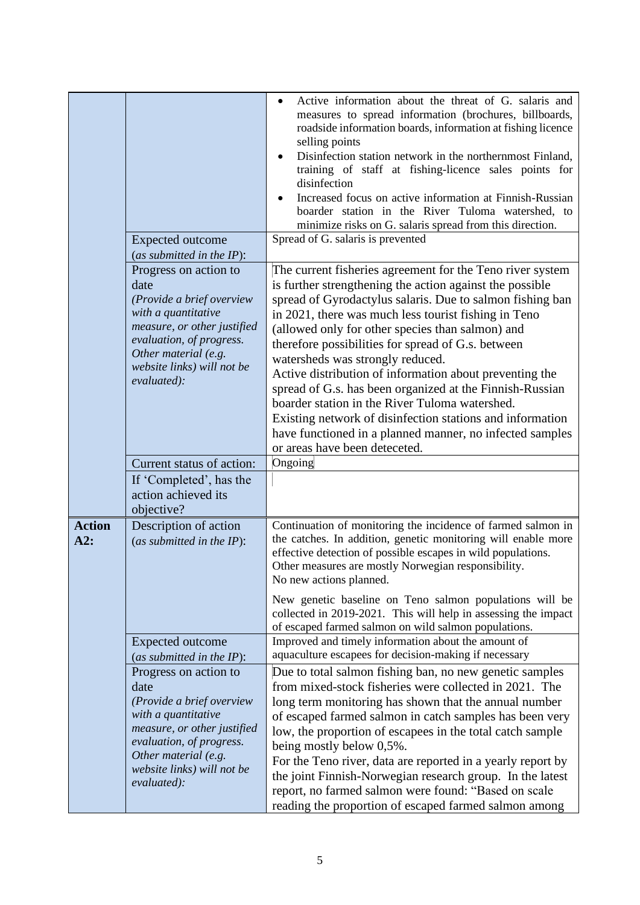| | | |
|---|---|---|
| | | • Active information about the threat of G. salaris and measures to spread information (brochures, billboards, roadside information boards, information at fishing licence selling points<br>• Disinfection station network in the northernmost Finland, training of staff at fishing-licence sales points for disinfection<br>• Increased focus on active information at Finnish-Russian boarder station in the River Tuloma watershed, to minimize risks on G. salaris spread from this direction. |
| | Expected outcome (*as submitted in the IP*): | Spread of G. salaris is prevented |
| | Progress on action to date *(Provide a brief overview with a quantitative measure, or other justified evaluation, of progress. Other material (e.g. website links) will not be evaluated)*: | The current fisheries agreement for the Teno river system is further strengthening the action against the possible spread of Gyrodactylus salaris. Due to salmon fishing ban in 2021, there was much less tourist fishing in Teno (allowed only for other species than salmon) and therefore possibilities for spread of G.s. between watersheds was strongly reduced.<br>Active distribution of information about preventing the spread of G.s. has been organized at the Finnish-Russian boarder station in the River Tuloma watershed.<br>Existing network of disinfection stations and information have functioned in a planned manner, no infected samples or areas have been deteceted. |
| | Current status of action: | Ongoing |
| | If 'Completed', has the action achieved its objective? | |
| **Action A2:** | Description of action (*as submitted in the IP*): | Continuation of monitoring the incidence of farmed salmon in the catches. In addition, genetic monitoring will enable more effective detection of possible escapes in wild populations. Other measures are mostly Norwegian responsibility. No new actions planned.<br><br>New genetic baseline on Teno salmon populations will be collected in 2019-2021. This will help in assessing the impact of escaped farmed salmon on wild salmon populations. |
| | Expected outcome (*as submitted in the IP*): | Improved and timely information about the amount of aquaculture escapees for decision-making if necessary |
| | Progress on action to date *(Provide a brief overview with a quantitative measure, or other justified evaluation, of progress. Other material (e.g. website links) will not be evaluated)*: | Due to total salmon fishing ban, no new genetic samples from mixed-stock fisheries were collected in 2021. The long term monitoring has shown that the annual number of escaped farmed salmon in catch samples has been very low, the proportion of escapees in the total catch sample being mostly below 0,5%.<br>For the Teno river, data are reported in a yearly report by the joint Finnish-Norwegian research group. In the latest report, no farmed salmon were found: "Based on scale reading the proportion of escaped farmed salmon among |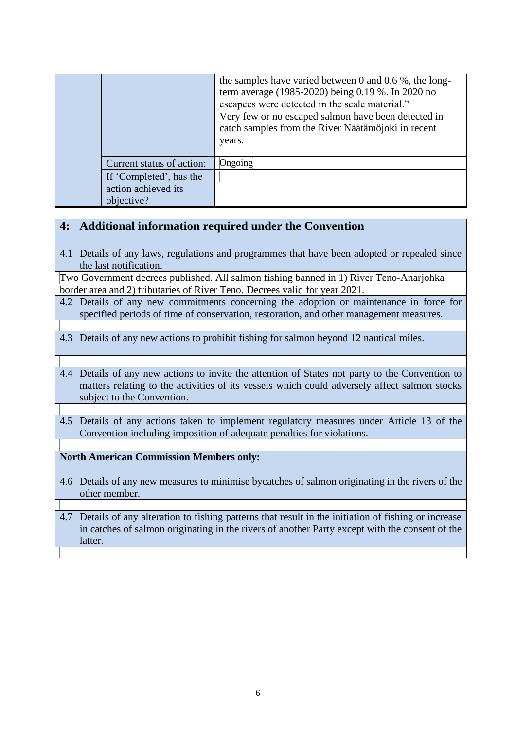| | | |
|---|---|---|
| | | the samples have varied between 0 and 0.6 %, the long-term average (1985-2020) being 0.19 %. In 2020 no escapees were detected in the scale material." Very few or no escaped salmon have been detected in catch samples from the River Näätämöjoki in recent years. |
| | Current status of action: | Ongoing |
| | If 'Completed', has the action achieved its objective? | |

## 4: Additional information required under the Convention

4.1 Details of any laws, regulations and programmes that have been adopted or repealed since the last notification.

Two Government decrees published. All salmon fishing banned in 1) River Teno-Anarjohka border area and 2) tributaries of River Teno. Decrees valid for year 2021.

4.2 Details of any new commitments concerning the adoption or maintenance in force for specified periods of time of conservation, restoration, and other management measures.

4.3 Details of any new actions to prohibit fishing for salmon beyond 12 nautical miles.

4.4 Details of any new actions to invite the attention of States not party to the Convention to matters relating to the activities of its vessels which could adversely affect salmon stocks subject to the Convention.

4.5 Details of any actions taken to implement regulatory measures under Article 13 of the Convention including imposition of adequate penalties for violations.

**North American Commission Members only:**

4.6 Details of any new measures to minimise bycatches of salmon originating in the rivers of the other member.

4.7 Details of any alteration to fishing patterns that result in the initiation of fishing or increase in catches of salmon originating in the rivers of another Party except with the consent of the latter.